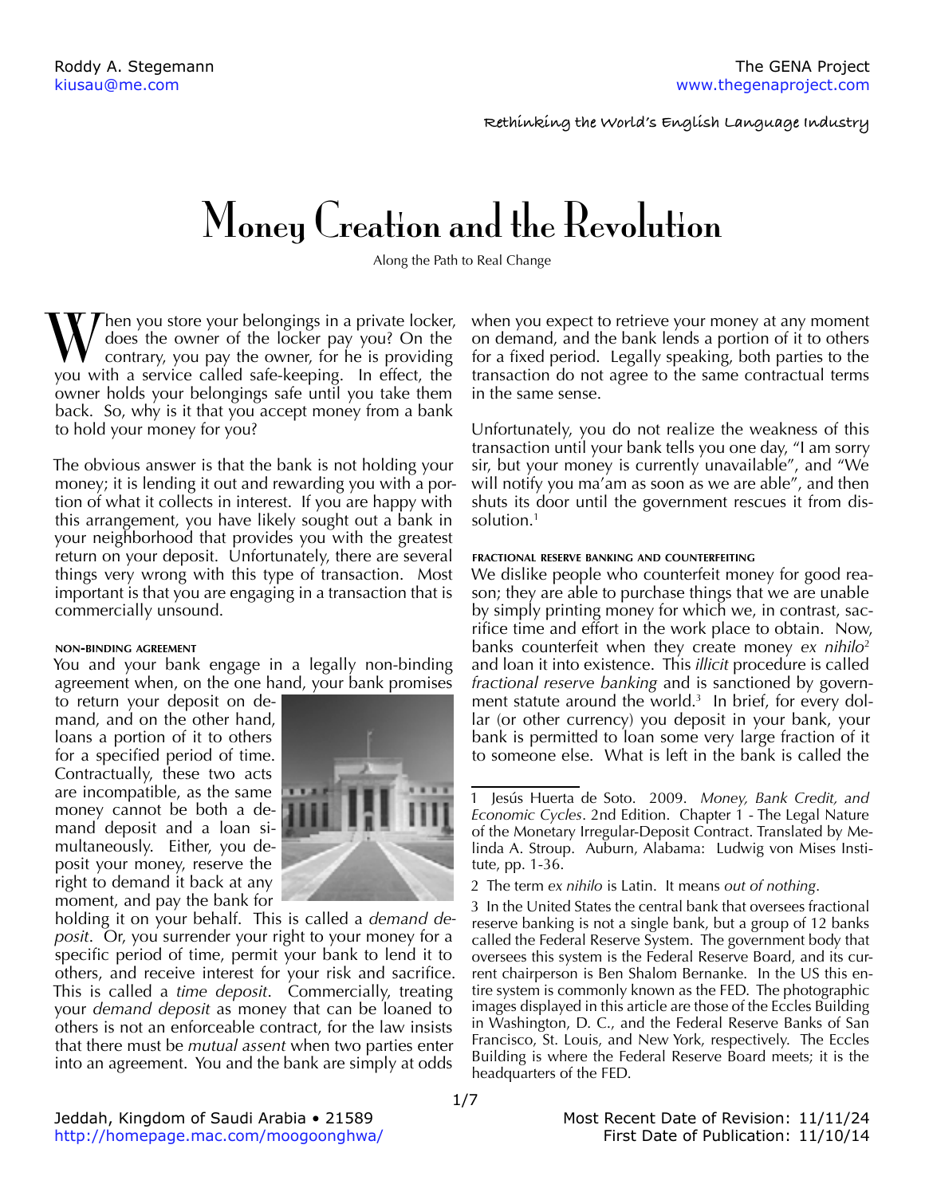Roddy A. Stegemann
kiusau@me.com

The GENA Project
www.thegenaproject.com

Rethinking the World's English Language Industry

# Money Creation and the Revolution

Along the Path to Real Change

When you store your belongings in a private locker, does the owner of the locker pay you? On the contrary, you pay the owner, for he is providing you with a service called safe-keeping. In effect, the owner holds your belongings safe until you take them back. So, why is it that you accept money from a bank to hold your money for you?

The obvious answer is that the bank is not holding your money; it is lending it out and rewarding you with a portion of what it collects in interest. If you are happy with this arrangement, you have likely sought out a bank in your neighborhood that provides you with the greatest return on your deposit. Unfortunately, there are several things very wrong with this type of transaction. Most important is that you are engaging in a transaction that is commercially unsound.

#### Non-binding agreement

You and your bank engage in a legally non-binding agreement when, on the one hand, your bank promises to return your deposit on demand, and on the other hand, loans a portion of it to others for a specified period of time. Contractually, these two acts are incompatible, as the same money cannot be both a demand deposit and a loan simultaneously. Either, you deposit your money, reserve the right to demand it back at any moment, and pay the bank for holding it on your behalf. This is called a *demand deposit*. Or, you surrender your right to your money for a specific period of time, permit your bank to lend it to others, and receive interest for your risk and sacrifice. This is called a *time deposit*. Commercially, treating your *demand deposit* as money that can be loaned to others is not an enforceable contract, for the law insists that there must be *mutual assent* when two parties enter into an agreement. You and the bank are simply at odds when you expect to retrieve your money at any moment on demand, and the bank lends a portion of it to others for a fixed period. Legally speaking, both parties to the transaction do not agree to the same contractual terms in the same sense.

Unfortunately, you do not realize the weakness of this transaction until your bank tells you one day, "I am sorry sir, but your money is currently unavailable", and "We will notify you ma'am as soon as we are able", and then shuts its door until the government rescues it from dissolution.[1]

#### Fractional reserve banking and counterfeiting

We dislike people who counterfeit money for good reason; they are able to purchase things that we are unable by simply printing money for which we, in contrast, sacrifice time and effort in the work place to obtain. Now, banks counterfeit when they create money *ex nihilo*[2] and loan it into existence. This *illicit* procedure is called *fractional reserve banking* and is sanctioned by government statute around the world.[3] In brief, for every dollar (or other currency) you deposit in your bank, your bank is permitted to loan some very large fraction of it to someone else. What is left in the bank is called the

---

1 Jesús Huerta de Soto. 2009. *Money, Bank Credit, and Economic Cycles*. 2nd Edition. Chapter 1 - The Legal Nature of the Monetary Irregular-Deposit Contract. Translated by Melinda A. Stroup. Auburn, Alabama: Ludwig von Mises Institute, pp. 1-36.

2 The term *ex nihilo* is Latin. It means *out of nothing*.

3 In the United States the central bank that oversees fractional reserve banking is not a single bank, but a group of 12 banks called the Federal Reserve System. The government body that oversees this system is the Federal Reserve Board, and its current chairperson is Ben Shalom Bernanke. In the US this entire system is commonly known as the FED. The photographic images displayed in this article are those of the Eccles Building in Washington, D. C., and the Federal Reserve Banks of San Francisco, St. Louis, and New York, respectively. The Eccles Building is where the Federal Reserve Board meets; it is the headquarters of the FED.

Jeddah, Kingdom of Saudi Arabia • 21589
http://homepage.mac.com/moogoonghwa/

Most Recent Date of Revision: 11/11/24
First Date of Publication: 11/10/14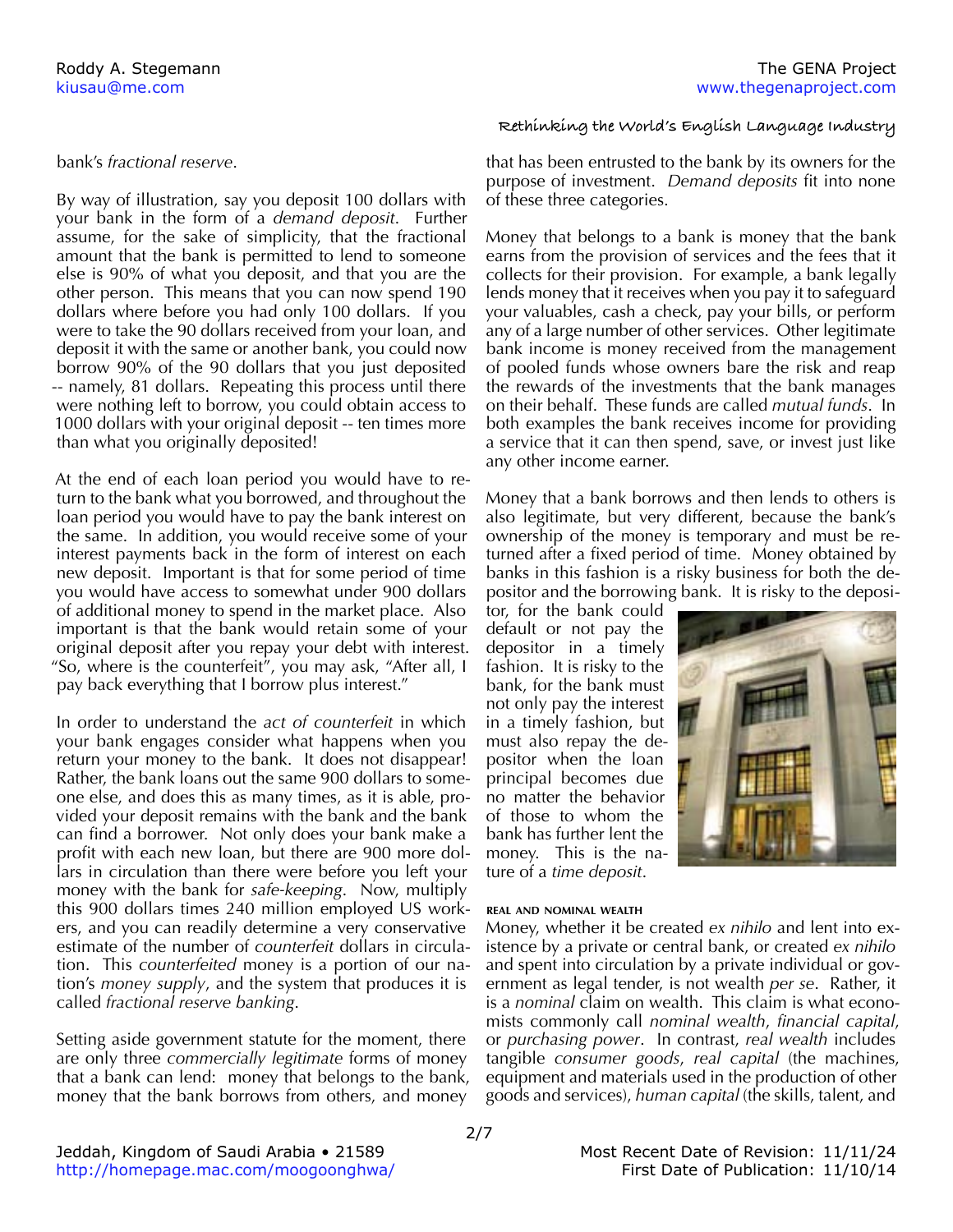bank's *fractional reserve*.

By way of illustration, say you deposit 100 dollars with your bank in the form of a *demand deposit*. Further assume, for the sake of simplicity, that the fractional amount that the bank is permitted to lend to someone else is 90% of what you deposit, and that you are the other person. This means that you can now spend 190 dollars where before you had only 100 dollars. If you were to take the 90 dollars received from your loan, and deposit it with the same or another bank, you could now borrow 90% of the 90 dollars that you just deposited -- namely, 81 dollars. Repeating this process until there were nothing left to borrow, you could obtain access to 1000 dollars with your original deposit -- ten times more than what you originally deposited!

At the end of each loan period you would have to return to the bank what you borrowed, and throughout the loan period you would have to pay the bank interest on the same. In addition, you would receive some of your interest payments back in the form of interest on each new deposit. Important is that for some period of time you would have access to somewhat under 900 dollars of additional money to spend in the market place. Also important is that the bank would retain some of your original deposit after you repay your debt with interest. "So, where is the counterfeit", you may ask, "After all, I pay back everything that I borrow plus interest."

In order to understand the *act of counterfeit* in which your bank engages consider what happens when you return your money to the bank. It does not disappear! Rather, the bank loans out the same 900 dollars to someone else, and does this as many times, as it is able, provided your deposit remains with the bank and the bank can find a borrower. Not only does your bank make a profit with each new loan, but there are 900 more dollars in circulation than there were before you left your money with the bank for *safe-keeping*. Now, multiply this 900 dollars times 240 million employed US workers, and you can readily determine a very conservative estimate of the number of *counterfeit* dollars in circulation. This *counterfeited* money is a portion of our nation's *money supply*, and the system that produces it is called *fractional reserve banking*.

Setting aside government statute for the moment, there are only three *commercially legitimate* forms of money that a bank can lend: money that belongs to the bank, money that the bank borrows from others, and money that has been entrusted to the bank by its owners for the purpose of investment. *Demand deposits* fit into none of these three categories.

Money that belongs to a bank is money that the bank earns from the provision of services and the fees that it collects for their provision. For example, a bank legally lends money that it receives when you pay it to safeguard your valuables, cash a check, pay your bills, or perform any of a large number of other services. Other legitimate bank income is money received from the management of pooled funds whose owners bare the risk and reap the rewards of the investments that the bank manages on their behalf. These funds are called *mutual funds*. In both examples the bank receives income for providing a service that it can then spend, save, or invest just like any other income earner.

Money that a bank borrows and then lends to others is also legitimate, but very different, because the bank's ownership of the money is temporary and must be returned after a fixed period of time. Money obtained by banks in this fashion is a risky business for both the depositor and the borrowing bank. It is risky to the depositor, for the bank could default or not pay the depositor in a timely fashion. It is risky to the bank, for the bank must not only pay the interest in a timely fashion, but must also repay the depositor when the loan principal becomes due no matter the behavior of those to whom the bank has further lent the money. This is the nature of a *time deposit*.

#### REAL AND NOMINAL WEALTH

Money, whether it be created *ex nihilo* and lent into existence by a private or central bank, or created *ex nihilo* and spent into circulation by a private individual or government as legal tender, is not wealth *per se*. Rather, it is a *nominal* claim on wealth. This claim is what economists commonly call *nominal wealth*, *financial capital*, or *purchasing power*. In contrast, *real wealth* includes tangible *consumer goods*, *real capital* (the machines, equipment and materials used in the production of other goods and services), *human capital* (the skills, talent, and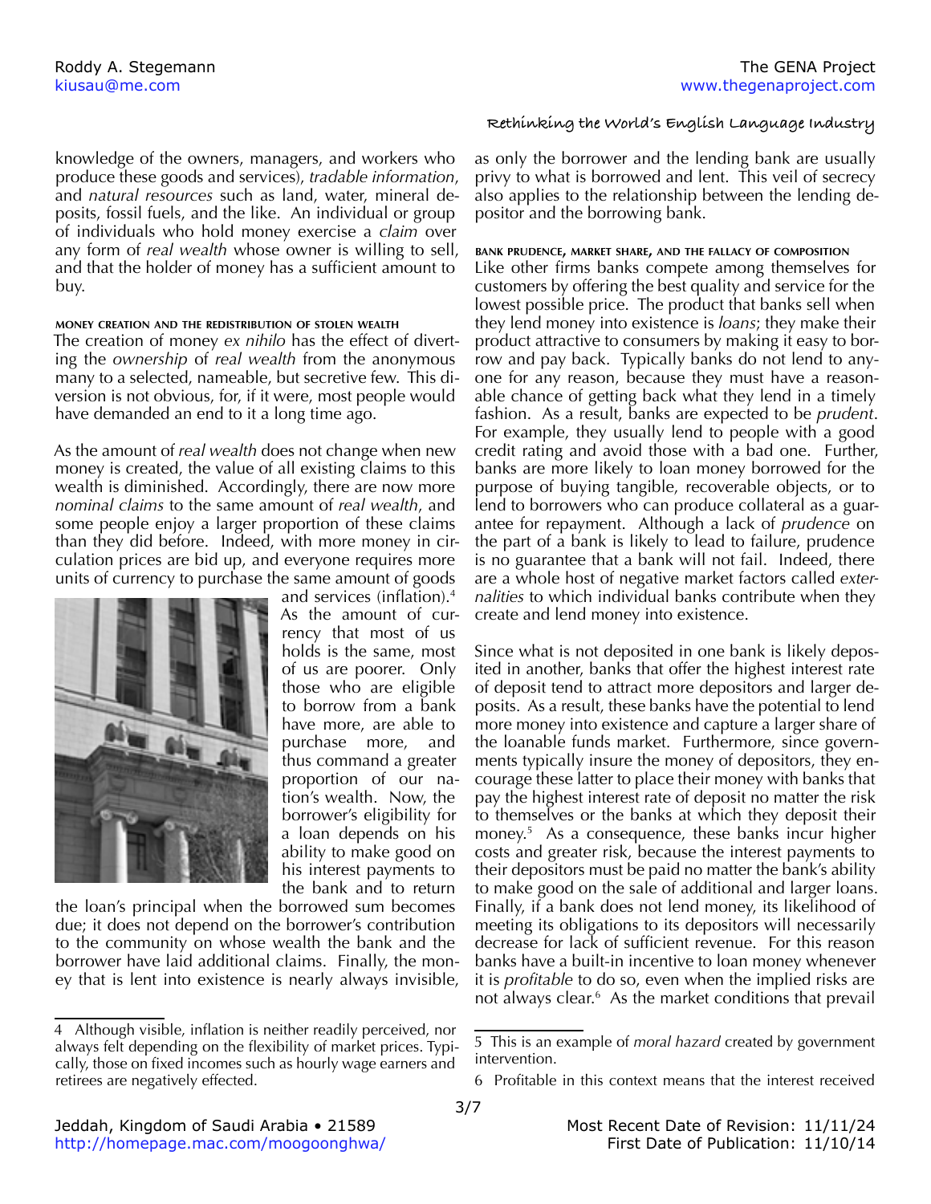knowledge of the owners, managers, and workers who produce these goods and services), *tradable information*, and *natural resources* such as land, water, mineral deposits, fossil fuels, and the like. An individual or group of individuals who hold money exercise a *claim* over any form of *real wealth* whose owner is willing to sell, and that the holder of money has a sufficient amount to buy.

#### MONEY CREATION AND THE REDISTRIBUTION OF STOLEN WEALTH

The creation of money *ex nihilo* has the effect of diverting the *ownership* of *real wealth* from the anonymous many to a selected, nameable, but secretive few. This diversion is not obvious, for, if it were, most people would have demanded an end to it a long time ago.

As the amount of *real wealth* does not change when new money is created, the value of all existing claims to this wealth is diminished. Accordingly, there are now more *nominal claims* to the same amount of *real wealth*, and some people enjoy a larger proportion of these claims than they did before. Indeed, with more money in circulation prices are bid up, and everyone requires more units of currency to purchase the same amount of goods and services (inflation).[4] As the amount of currency that most of us holds is the same, most of us are poorer. Only those who are eligible to borrow from a bank have more, are able to purchase more, and thus command a greater proportion of our nation's wealth. Now, the borrower's eligibility for a loan depends on his ability to make good on his interest payments to the bank and to return the loan's principal when the borrowed sum becomes due; it does not depend on the borrower's contribution to the community on whose wealth the bank and the borrower have laid additional claims. Finally, the money that is lent into existence is nearly always invisible, as only the borrower and the lending bank are usually privy to what is borrowed and lent. This veil of secrecy also applies to the relationship between the lending depositor and the borrowing bank.

#### BANK PRUDENCE, MARKET SHARE, AND THE FALLACY OF COMPOSITION

Like other firms banks compete among themselves for customers by offering the best quality and service for the lowest possible price. The product that banks sell when they lend money into existence is *loans*; they make their product attractive to consumers by making it easy to borrow and pay back. Typically banks do not lend to anyone for any reason, because they must have a reasonable chance of getting back what they lend in a timely fashion. As a result, banks are expected to be *prudent*. For example, they usually lend to people with a good credit rating and avoid those with a bad one. Further, banks are more likely to loan money borrowed for the purpose of buying tangible, recoverable objects, or to lend to borrowers who can produce collateral as a guarantee for repayment. Although a lack of *prudence* on the part of a bank is likely to lead to failure, prudence is no guarantee that a bank will not fail. Indeed, there are a whole host of negative market factors called *externalities* to which individual banks contribute when they create and lend money into existence.

Since what is not deposited in one bank is likely deposited in another, banks that offer the highest interest rate of deposit tend to attract more depositors and larger deposits. As a result, these banks have the potential to lend more money into existence and capture a larger share of the loanable funds market. Furthermore, since governments typically insure the money of depositors, they encourage these latter to place their money with banks that pay the highest interest rate of deposit no matter the risk to themselves or the banks at which they deposit their money.[5] As a consequence, these banks incur higher costs and greater risk, because the interest payments to their depositors must be paid no matter the bank's ability to make good on the sale of additional and larger loans. Finally, if a bank does not lend money, its likelihood of meeting its obligations to its depositors will necessarily decrease for lack of sufficient revenue. For this reason banks have a built-in incentive to loan money whenever it is *profitable* to do so, even when the implied risks are not always clear.[6] As the market conditions that prevail

---

[4] Although visible, inflation is neither readily perceived, nor always felt depending on the flexibility of market prices. Typically, those on fixed incomes such as hourly wage earners and retirees are negatively effected.

[5] This is an example of *moral hazard* created by government intervention.

[6] Profitable in this context means that the interest received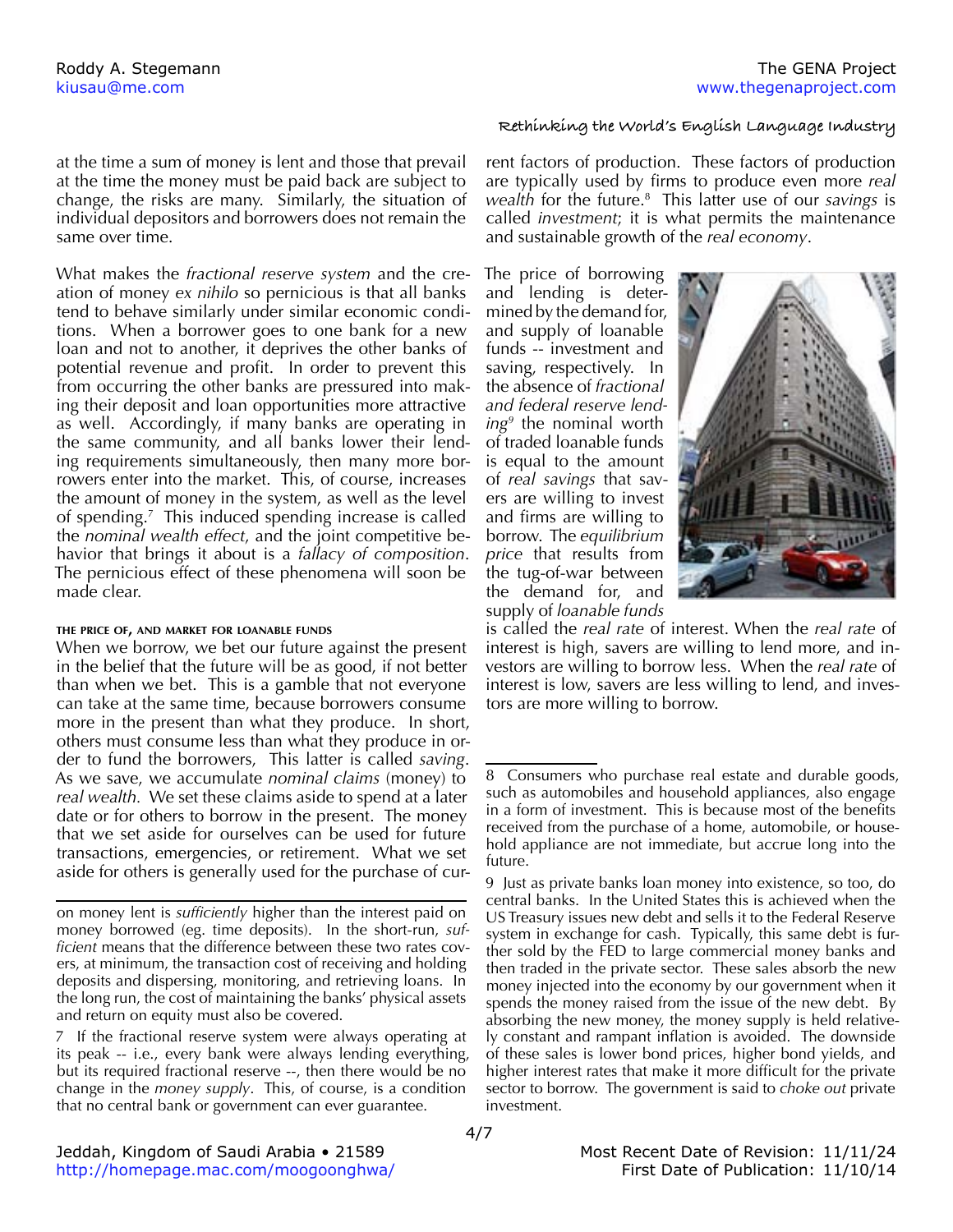at the time a sum of money is lent and those that prevail at the time the money must be paid back are subject to change, the risks are many. Similarly, the situation of individual depositors and borrowers does not remain the same over time.

What makes the *fractional reserve system* and the creation of money *ex nihilo* so pernicious is that all banks tend to behave similarly under similar economic conditions. When a borrower goes to one bank for a new loan and not to another, it deprives the other banks of potential revenue and profit. In order to prevent this from occurring the other banks are pressured into making their deposit and loan opportunities more attractive as well. Accordingly, if many banks are operating in the same community, and all banks lower their lending requirements simultaneously, then many more borrowers enter into the market. This, of course, increases the amount of money in the system, as well as the level of spending.[7] This induced spending increase is called the *nominal wealth effect*, and the joint competitive behavior that brings it about is a *fallacy of composition*. The pernicious effect of these phenomena will soon be made clear.

#### THE PRICE OF, AND MARKET FOR LOANABLE FUNDS

When we borrow, we bet our future against the present in the belief that the future will be as good, if not better than when we bet. This is a gamble that not everyone can take at the same time, because borrowers consume more in the present than what they produce. In short, others must consume less than what they produce in order to fund the borrowers, This latter is called *saving*. As we save, we accumulate *nominal claims* (money) to *real wealth*. We set these claims aside to spend at a later date or for others to borrow in the present. The money that we set aside for ourselves can be used for future transactions, emergencies, or retirement. What we set aside for others is generally used for the purchase of current factors of production. These factors of production are typically used by firms to produce even more *real wealth* for the future.[8] This latter use of our *savings* is called *investment*; it is what permits the maintenance and sustainable growth of the *real economy*.

The price of borrowing and lending is determined by the demand for, and supply of loanable funds -- investment and saving, respectively. In the absence of *fractional and federal reserve lending*[9] the nominal worth of traded loanable funds is equal to the amount of *real savings* that savers are willing to invest and firms are willing to borrow. The *equilibrium price* that results from the tug-of-war between the demand for, and supply of *loanable funds* is called the *real rate* of interest. When the *real rate* of interest is high, savers are willing to lend more, and investors are willing to borrow less. When the *real rate* of interest is low, savers are less willing to lend, and investors are more willing to borrow.

---

on money lent is *sufficiently* higher than the interest paid on money borrowed (eg. time deposits). In the short-run, *sufficient* means that the difference between these two rates covers, at minimum, the transaction cost of receiving and holding deposits and dispersing, monitoring, and retrieving loans. In the long run, the cost of maintaining the banks' physical assets and return on equity must also be covered.

7 If the fractional reserve system were always operating at its peak -- i.e., every bank were always lending everything, but its required fractional reserve --, then there would be no change in the *money supply*. This, of course, is a condition that no central bank or government can ever guarantee.

8 Consumers who purchase real estate and durable goods, such as automobiles and household appliances, also engage in a form of investment. This is because most of the benefits received from the purchase of a home, automobile, or household appliance are not immediate, but accrue long into the future.

9 Just as private banks loan money into existence, so too, do central banks. In the United States this is achieved when the US Treasury issues new debt and sells it to the Federal Reserve system in exchange for cash. Typically, this same debt is further sold by the FED to large commercial money banks and then traded in the private sector. These sales absorb the new money injected into the economy by our government when it spends the money raised from the issue of the new debt. By absorbing the new money, the money supply is held relatively constant and rampant inflation is avoided. The downside of these sales is lower bond prices, higher bond yields, and higher interest rates that make it more difficult for the private sector to borrow. The government is said to *choke out* private investment.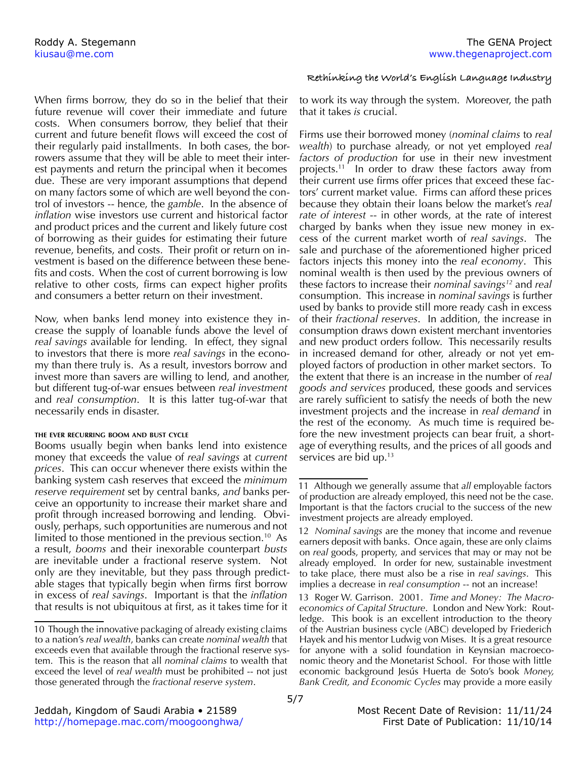When firms borrow, they do so in the belief that their future revenue will cover their immediate and future costs. When consumers borrow, they belief that their current and future benefit flows will exceed the cost of their regularly paid installments. In both cases, the borrowers assume that they will be able to meet their interest payments and return the principal when it becomes due. These are very imporant assumptions that depend on many factors some of which are well beyond the control of investors -- hence, the *gamble*. In the absence of *inflation* wise investors use current and historical factor and product prices and the current and likely future cost of borrowing as their guides for estimating their future revenue, benefits, and costs. Their profit or return on investment is based on the difference between these benefits and costs. When the cost of current borrowing is low relative to other costs, firms can expect higher profits and consumers a better return on their investment.

Now, when banks lend money into existence they increase the supply of loanable funds above the level of *real savings* available for lending. In effect, they signal to investors that there is more *real savings* in the economy than there truly is. As a result, investors borrow and invest more than savers are willing to lend, and another, but different tug-of-war ensues between *real investment* and *real consumption*. It is this latter tug-of-war that necessarily ends in disaster.

#### THE EVER RECURRING BOOM AND BUST CYCLE

Booms usually begin when banks lend into existence money that exceeds the value of *real savings* at *current prices*. This can occur whenever there exists within the banking system cash reserves that exceed the *minimum reserve requirement* set by central banks, *and* banks perceive an opportunity to increase their market share and profit through increased borrowing and lending. Obviously, perhaps, such opportunities are numerous and not limited to those mentioned in the previous section.[10] As a result, *booms* and their inexorable counterpart *busts* are inevitable under a fractional reserve system. Not only are they inevitable, but they pass through predictable stages that typically begin when firms first borrow in excess of *real savings*. Important is that the *inflation* that results is not ubiquitous at first, as it takes time for it to work its way through the system. Moreover, the path that it takes *is* crucial.

Firms use their borrowed money (*nominal claims* to *real wealth*) to purchase already, or not yet employed *real factors of production* for use in their new investment projects.[11] In order to draw these factors away from their current use firms offer prices that exceed these factors' current market value. Firms can afford these prices because they obtain their loans below the market's *real rate of interest* -- in other words, at the rate of interest charged by banks when they issue new money in excess of the current market worth of *real savings*. The sale and purchase of the aforementioned higher priced factors injects this money into the *real economy*. This nominal wealth is then used by the previous owners of these factors to increase their *nominal savings*[12] and *real* consumption. This increase in *nominal savings* is further used by banks to provide still more ready cash in excess of their *fractional reserves*. In addition, the increase in consumption draws down existent merchant inventories and new product orders follow. This necessarily results in increased demand for other, already or not yet employed factors of production in other market sectors. To the extent that there is an increase in the number of *real goods and services* produced, these goods and services are rarely sufficient to satisfy the needs of both the new investment projects and the increase in *real demand* in the rest of the economy. As much time is required before the new investment projects can bear fruit, a shortage of everything results, and the prices of all goods and services are bid up.[13]

---

10 Though the innovative packaging of already existing claims to a nation's *real wealth*, banks can create *nominal wealth* that exceeds even that available through the fractional reserve system. This is the reason that all *nominal claims* to wealth that exceed the level of *real wealth* must be prohibited -- not just those generated through the *fractional reserve system*.

11 Although we generally assume that *all* employable factors of production are already employed, this need not be the case. Important is that the factors crucial to the success of the new investment projects are already employed.

12 *Nominal savings* are the money that income and revenue earners deposit with banks. Once again, these are only claims on *real* goods, property, and services that may or may not be already employed. In order for new, sustainable investment to take place, there must also be a rise in *real savings*. This implies a decrease in *real consumption* -- not an increase!

13 Roger W. Garrison. 2001. *Time and Money: The Macroeconomics of Capital Structure*. London and New York: Routledge. This book is an excellent introduction to the theory of the Austrian business cycle (ABC) developed by Friederich Hayek and his mentor Ludwig von Mises. It is a great resource for anyone with a solid foundation in Keynsian macroeconomic theory and the Monetarist School. For those with little economic background Jesús Huerta de Soto's book *Money, Bank Credit, and Economic Cycles* may provide a more easily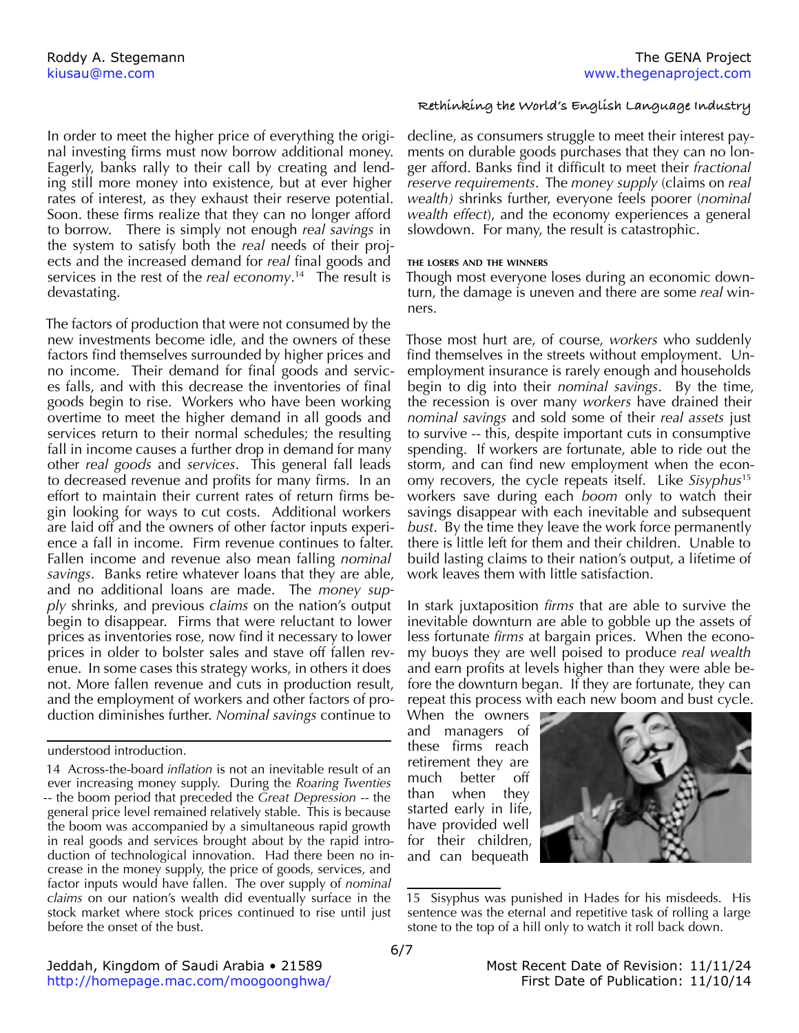In order to meet the higher price of everything the original investing firms must now borrow additional money. Eagerly, banks rally to their call by creating and lending still more money into existence, but at ever higher rates of interest, as they exhaust their reserve potential. Soon. these firms realize that they can no longer afford to borrow. There is simply not enough *real savings* in the system to satisfy both the *real* needs of their projects and the increased demand for *real* final goods and services in the rest of the *real economy*.[14] The result is devastating.

The factors of production that were not consumed by the new investments become idle, and the owners of these factors find themselves surrounded by higher prices and no income. Their demand for final goods and services falls, and with this decrease the inventories of final goods begin to rise. Workers who have been working overtime to meet the higher demand in all goods and services return to their normal schedules; the resulting fall in income causes a further drop in demand for many other *real goods* and *services*. This general fall leads to decreased revenue and profits for many firms. In an effort to maintain their current rates of return firms begin looking for ways to cut costs. Additional workers are laid off and the owners of other factor inputs experience a fall in income. Firm revenue continues to falter. Fallen income and revenue also mean falling *nominal savings*. Banks retire whatever loans that they are able, and no additional loans are made. The *money supply* shrinks, and previous *claims* on the nation's output begin to disappear. Firms that were reluctant to lower prices as inventories rose, now find it necessary to lower prices in older to bolster sales and stave off fallen revenue. In some cases this strategy works, in others it does not. More fallen revenue and cuts in production result, and the employment of workers and other factors of production diminishes further. *Nominal savings* continue to decline, as consumers struggle to meet their interest payments on durable goods purchases that they can no longer afford. Banks find it difficult to meet their *fractional reserve requirements*. The *money supply* (claims on *real wealth)* shrinks further, everyone feels poorer (*nominal wealth effect*), and the economy experiences a general slowdown. For many, the result is catastrophic.

#### THE LOSERS AND THE WINNERS

Though most everyone loses during an economic downturn, the damage is uneven and there are some *real* winners.

Those most hurt are, of course, *workers* who suddenly find themselves in the streets without employment. Unemployment insurance is rarely enough and households begin to dig into their *nominal savings*. By the time, the recession is over many *workers* have drained their *nominal savings* and sold some of their *real assets* just to survive -- this, despite important cuts in consumptive spending. If workers are fortunate, able to ride out the storm, and can find new employment when the economy recovers, the cycle repeats itself. Like *Sisyphus*[15] workers save during each *boom* only to watch their savings disappear with each inevitable and subsequent *bust*. By the time they leave the work force permanently there is little left for them and their children. Unable to build lasting claims to their nation's output, a lifetime of work leaves them with little satisfaction.

In stark juxtaposition *firms* that are able to survive the inevitable downturn are able to gobble up the assets of less fortunate *firms* at bargain prices. When the economy buoys they are well poised to produce *real wealth* and earn profits at levels higher than they were able before the downturn began. If they are fortunate, they can repeat this process with each new boom and bust cycle. When the owners and managers of these firms reach retirement they are much better off than when they started early in life, have provided well for their children, and can bequeath

---

understood introduction.

14 Across-the-board *inflation* is not an inevitable result of an ever increasing money supply. During the *Roaring Twenties* -- the boom period that preceded the *Great Depression* -- the general price level remained relatively stable. This is because the boom was accompanied by a simultaneous rapid growth in real goods and services brought about by the rapid introduction of technological innovation. Had there been no increase in the money supply, the price of goods, services, and factor inputs would have fallen. The over supply of *nominal claims* on our nation's wealth did eventually surface in the stock market where stock prices continued to rise until just before the onset of the bust.

15 Sisyphus was punished in Hades for his misdeeds. His sentence was the eternal and repetitive task of rolling a large stone to the top of a hill only to watch it roll back down.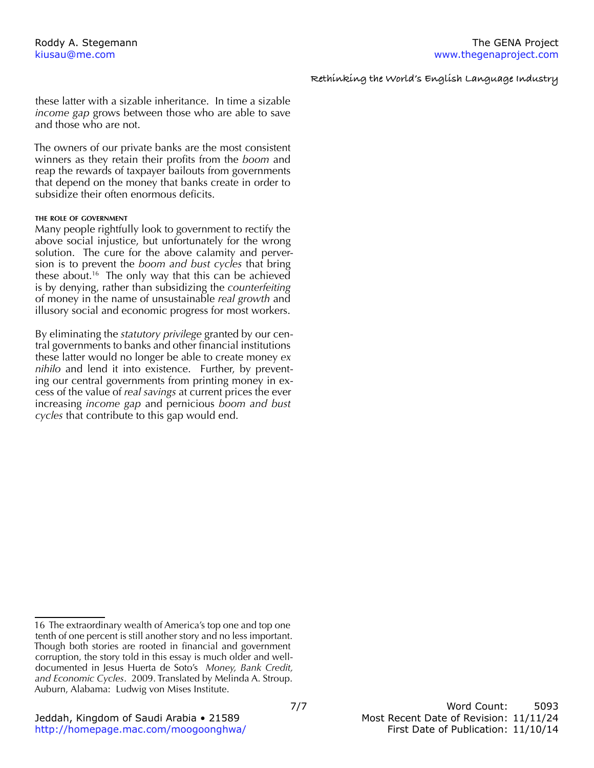these latter with a sizable inheritance. In time a sizable *income gap* grows between those who are able to save and those who are not.

The owners of our private banks are the most consistent winners as they retain their profits from the *boom* and reap the rewards of taxpayer bailouts from governments that depend on the money that banks create in order to subsidize their often enormous deficits.

#### THE ROLE OF GOVERNMENT

Many people rightfully look to government to rectify the above social injustice, but unfortunately for the wrong solution. The cure for the above calamity and perversion is to prevent the *boom and bust cycles* that bring these about.[16] The only way that this can be achieved is by denying, rather than subsidizing the *counterfeiting* of money in the name of unsustainable *real growth* and illusory social and economic progress for most workers.

By eliminating the *statutory privilege* granted by our central governments to banks and other financial institutions these latter would no longer be able to create money *ex nihilo* and lend it into existence. Further, by preventing our central governments from printing money in excess of the value of *real savings* at current prices the ever increasing *income gap* and pernicious *boom and bust cycles* that contribute to this gap would end.

---

16 The extraordinary wealth of America's top one and top one tenth of one percent is still another story and no less important. Though both stories are rooted in financial and government corruption, the story told in this essay is much older and well-documented in Jesus Huerta de Soto's *Money, Bank Credit, and Economic Cycles*. 2009. Translated by Melinda A. Stroup. Auburn, Alabama: Ludwig von Mises Institute.